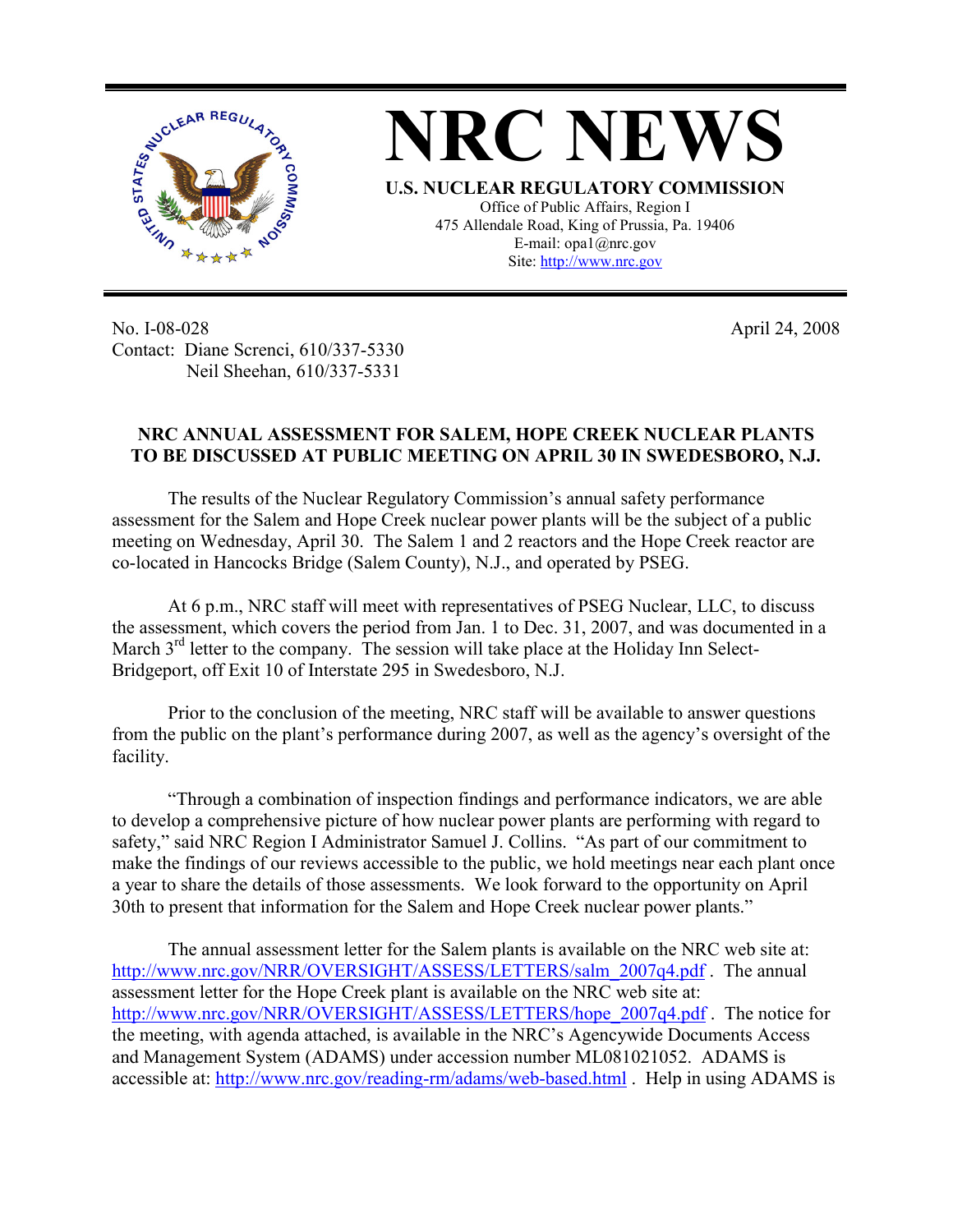# NRC NEWS

**U.S. NUCLEAR REGULATORY COMMISSION**

Office of Public Affairs, Region I
475 Allendale Road, King of Prussia, Pa. 19406
E-mail: opa1@nrc.gov
Site: http://www.nrc.gov

No. I-08-028
Contact: Diane Screnci, 610/337-5330
Neil Sheehan, 610/337-5331

April 24, 2008

**NRC ANNUAL ASSESSMENT FOR SALEM, HOPE CREEK NUCLEAR PLANTS TO BE DISCUSSED AT PUBLIC MEETING ON APRIL 30 IN SWEDESBORO, N.J.**

The results of the Nuclear Regulatory Commission's annual safety performance assessment for the Salem and Hope Creek nuclear power plants will be the subject of a public meeting on Wednesday, April 30. The Salem 1 and 2 reactors and the Hope Creek reactor are co-located in Hancocks Bridge (Salem County), N.J., and operated by PSEG.

At 6 p.m., NRC staff will meet with representatives of PSEG Nuclear, LLC, to discuss the assessment, which covers the period from Jan. 1 to Dec. 31, 2007, and was documented in a March 3rd letter to the company. The session will take place at the Holiday Inn Select-Bridgeport, off Exit 10 of Interstate 295 in Swedesboro, N.J.

Prior to the conclusion of the meeting, NRC staff will be available to answer questions from the public on the plant's performance during 2007, as well as the agency's oversight of the facility.

"Through a combination of inspection findings and performance indicators, we are able to develop a comprehensive picture of how nuclear power plants are performing with regard to safety," said NRC Region I Administrator Samuel J. Collins. "As part of our commitment to make the findings of our reviews accessible to the public, we hold meetings near each plant once a year to share the details of those assessments. We look forward to the opportunity on April 30th to present that information for the Salem and Hope Creek nuclear power plants."

The annual assessment letter for the Salem plants is available on the NRC web site at: http://www.nrc.gov/NRR/OVERSIGHT/ASSESS/LETTERS/salm_2007q4.pdf . The annual assessment letter for the Hope Creek plant is available on the NRC web site at: http://www.nrc.gov/NRR/OVERSIGHT/ASSESS/LETTERS/hope_2007q4.pdf . The notice for the meeting, with agenda attached, is available in the NRC's Agencywide Documents Access and Management System (ADAMS) under accession number ML081021052. ADAMS is accessible at: http://www.nrc.gov/reading-rm/adams/web-based.html . Help in using ADAMS is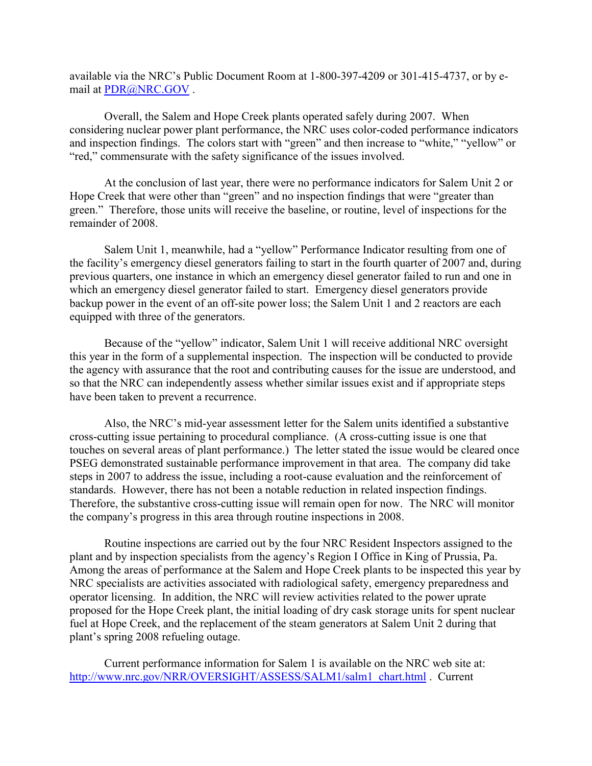available via the NRC's Public Document Room at 1-800-397-4209 or 301-415-4737, or by e-mail at PDR@NRC.GOV .

Overall, the Salem and Hope Creek plants operated safely during 2007. When considering nuclear power plant performance, the NRC uses color-coded performance indicators and inspection findings. The colors start with "green" and then increase to "white," "yellow" or "red," commensurate with the safety significance of the issues involved.

At the conclusion of last year, there were no performance indicators for Salem Unit 2 or Hope Creek that were other than "green" and no inspection findings that were "greater than green." Therefore, those units will receive the baseline, or routine, level of inspections for the remainder of 2008.

Salem Unit 1, meanwhile, had a "yellow" Performance Indicator resulting from one of the facility's emergency diesel generators failing to start in the fourth quarter of 2007 and, during previous quarters, one instance in which an emergency diesel generator failed to run and one in which an emergency diesel generator failed to start. Emergency diesel generators provide backup power in the event of an off-site power loss; the Salem Unit 1 and 2 reactors are each equipped with three of the generators.

Because of the "yellow" indicator, Salem Unit 1 will receive additional NRC oversight this year in the form of a supplemental inspection. The inspection will be conducted to provide the agency with assurance that the root and contributing causes for the issue are understood, and so that the NRC can independently assess whether similar issues exist and if appropriate steps have been taken to prevent a recurrence.

Also, the NRC's mid-year assessment letter for the Salem units identified a substantive cross-cutting issue pertaining to procedural compliance. (A cross-cutting issue is one that touches on several areas of plant performance.) The letter stated the issue would be cleared once PSEG demonstrated sustainable performance improvement in that area. The company did take steps in 2007 to address the issue, including a root-cause evaluation and the reinforcement of standards. However, there has not been a notable reduction in related inspection findings. Therefore, the substantive cross-cutting issue will remain open for now. The NRC will monitor the company's progress in this area through routine inspections in 2008.

Routine inspections are carried out by the four NRC Resident Inspectors assigned to the plant and by inspection specialists from the agency's Region I Office in King of Prussia, Pa. Among the areas of performance at the Salem and Hope Creek plants to be inspected this year by NRC specialists are activities associated with radiological safety, emergency preparedness and operator licensing. In addition, the NRC will review activities related to the power uprate proposed for the Hope Creek plant, the initial loading of dry cask storage units for spent nuclear fuel at Hope Creek, and the replacement of the steam generators at Salem Unit 2 during that plant's spring 2008 refueling outage.

Current performance information for Salem 1 is available on the NRC web site at: http://www.nrc.gov/NRR/OVERSIGHT/ASSESS/SALM1/salm1_chart.html . Current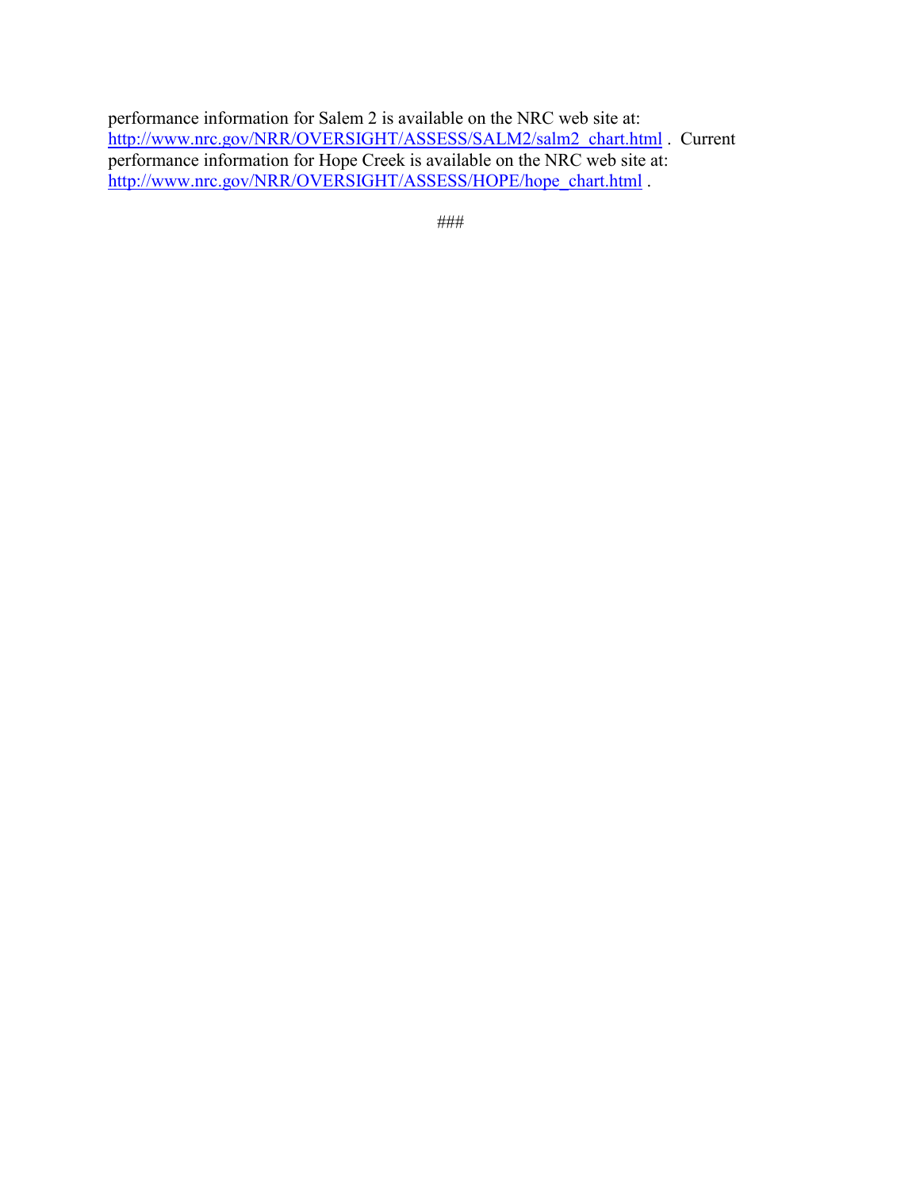performance information for Salem 2 is available on the NRC web site at: http://www.nrc.gov/NRR/OVERSIGHT/ASSESS/SALM2/salm2_chart.html . Current performance information for Hope Creek is available on the NRC web site at: http://www.nrc.gov/NRR/OVERSIGHT/ASSESS/HOPE/hope_chart.html .

###